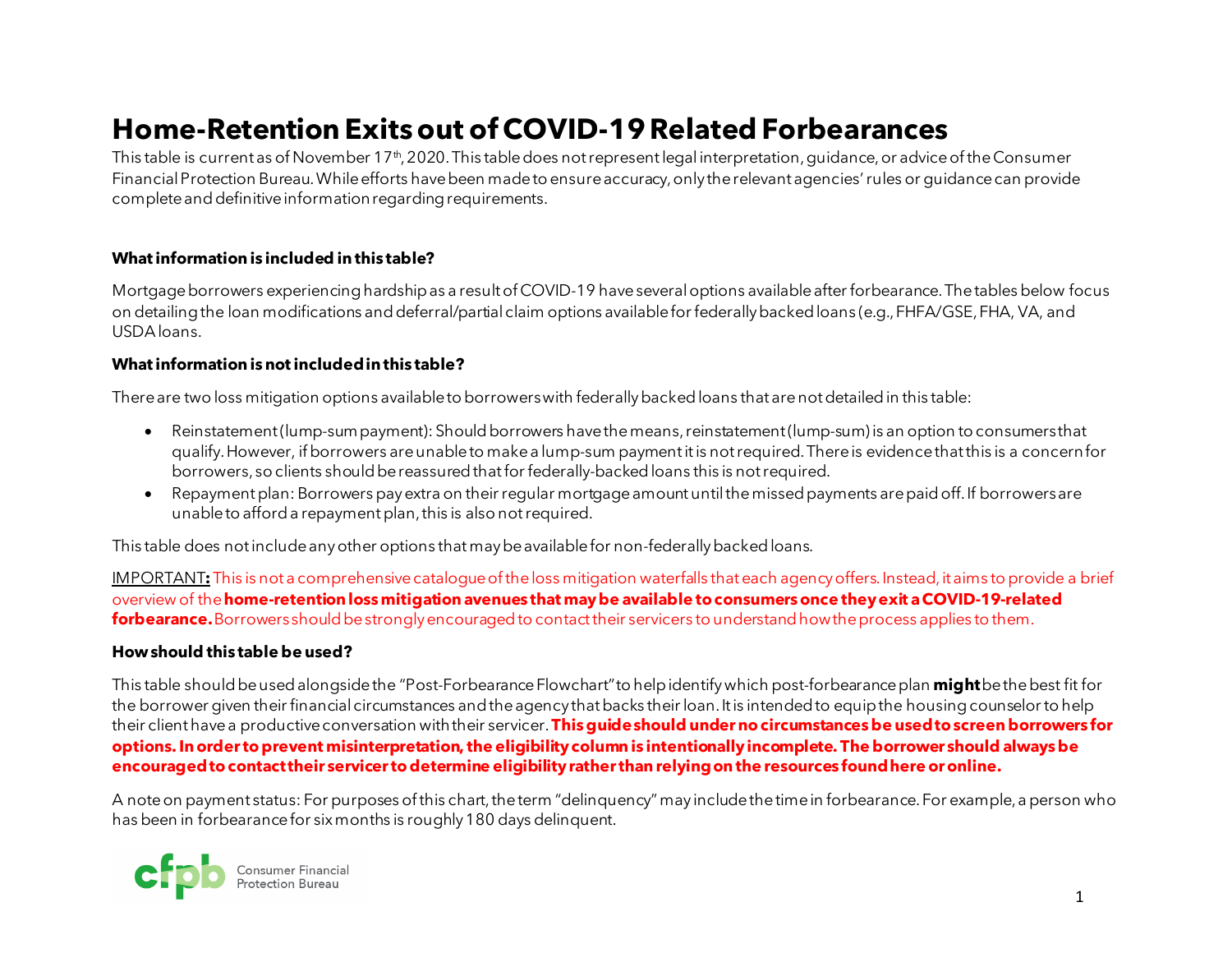# Home-Retention Exits out of COVID-19 Related Forbearances

This table is current as of November 17th, 2020. This table does not represent legal interpretation, guidance, or advice of the Consumer Financial Protection Bureau. While efforts have been made to ensure accuracy, only the relevant agencies' rules or guidance can provide complete and definitive information regarding requirements.

### What information is included in this table?

Mortgage borrowers experiencing hardship as a result of COVID-19 have several options available after forbearance. The tables below focus on detailing the loan modifications and deferral/partial claim options available for federally backed loans (e.g., FHFA/GSE, FHA, VA, and USDA loans.

### What information is not included in this table?

There are two loss mitigation options available to borrowers with federally backed loans that are not detailed in this table:

- Reinstatement (lump-sum payment): Should borrowers have the means, reinstatement (lump-sum) is an option to consumers that qualify. However, if borrowers are unable to make a lump-sum payment it is not required. There is evidence that this is a concern for borrowers, so clients should be reassured that for federally-backed loans this is not required.
- Repayment plan: Borrowers pay extra on their regular mortgage amount until the missed payments are paid off. If borrowers are unable to afford a repayment plan, this is also not required.

This table does not include any other options that may be available for non-federally backed loans.

IMPORTANT**:** This is not a comprehensive catalogue of the loss mitigation waterfalls that each agency offers. Instead, it aims to provide a brief overview of the **home-retention loss mitigation avenues that may be available to consumers once they exit a COVID-19-related forbearance.** Borrowers should be strongly encouraged to contact their servicers to understand how the process applies to them.

### How should this table be used?

This table should be used alongside the "Post-Forbearance Flowchart" to help identify which post-forbearance plan **might** be the best fit for the borrower given their financial circumstances and the agency that backs their loan. It is intended to equip the housing counselor to help their client have a productive conversation with their servicer. **This guide should under no circumstances be used to screen borrowers for options. In order to prevent misinterpretation, the eligibility column is intentionally incomplete. The borrower should always be encouraged to contact their servicer to determine eligibility rather than relying on the resources found here or online.**

A note on payment status: For purposes of this chart, the term "delinquency" may include the time in forbearance. For example, a person who has been in forbearance for six months is roughly 180 days delinquent.

cfpb Consumer Financial Protection Bureau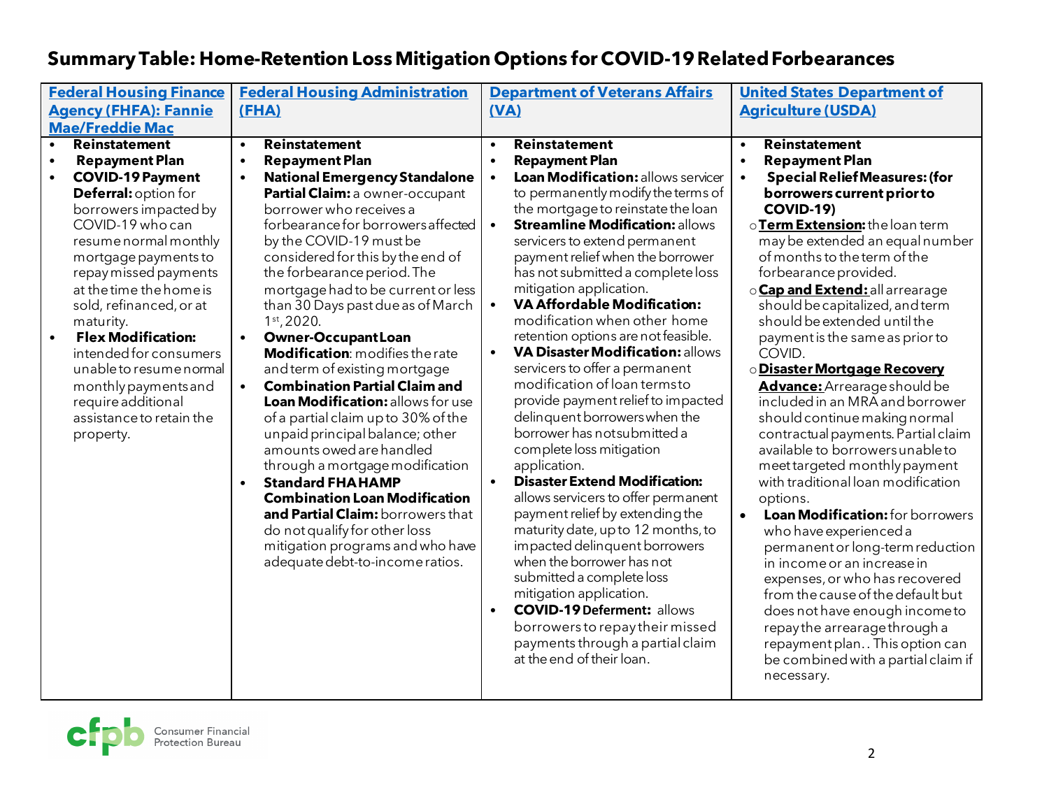## Summary Table: Home-Retention Loss Mitigation Options for COVID-19 Related Forbearances

| [Federal Housing Finance Agency (FHFA): Fannie Mae/Freddie Mac]() | [Federal Housing Administration (FHA)]() | [Department of Veterans Affairs (VA)]() | [United States Department of Agriculture (USDA)]() |
|---|---|---|---|
| • **Reinstatement**<br>• **Repayment Plan**<br>• **COVID-19 Payment Deferral:** option for borrowers impacted by COVID-19 who can resume normal monthly mortgage payments to repay missed payments at the time the home is sold, refinanced, or at maturity.<br>• **Flex Modification:** intended for consumers unable to resume normal monthly payments and require additional assistance to retain the property. | • **Reinstatement**<br>• **Repayment Plan**<br>• **National Emergency Standalone Partial Claim:** a owner-occupant borrower who receives a forbearance for borrowers affected by the COVID-19 must be considered for this by the end of the forbearance period. The mortgage had to be current or less than 30 Days past due as of March 1st, 2020.<br>• **Owner-Occupant Loan Modification**: modifies the rate and term of existing mortgage<br>• **Combination Partial Claim and Loan Modification:** allows for use of a partial claim up to 30% of the unpaid principal balance; other amounts owed are handled through a mortgage modification<br>• **Standard FHA HAMP Combination Loan Modification and Partial Claim:** borrowers that do not qualify for other loss mitigation programs and who have adequate debt-to-income ratios. | • **Reinstatement**<br>• **Repayment Plan**<br>• **Loan Modification:** allows servicer to permanently modify the terms of the mortgage to reinstate the loan<br>• **Streamline Modification:** allows servicers to extend permanent payment relief when the borrower has not submitted a complete loss mitigation application.<br>• **VA Affordable Modification:** modification when other home retention options are not feasible.<br>• **VA Disaster Modification:** allows servicers to offer a permanent modification of loan terms to provide payment relief to impacted delinquent borrowers when the borrower has not submitted a complete loss mitigation application.<br>• **Disaster Extend Modification:** allows servicers to offer permanent payment relief by extending the maturity date, up to 12 months, to impacted delinquent borrowers when the borrower has not submitted a complete loss mitigation application.<br>• **COVID-19 Deferment:** allows borrowers to repay their missed payments through a partial claim at the end of their loan. | • **Reinstatement**<br>• **Repayment Plan**<br>• **Special Relief Measures: (for borrowers current prior to COVID-19)**<br>  o **Term Extension:** the loan term may be extended an equal number of months to the term of the forbearance provided.<br>  o **Cap and Extend:** all arrearage should be capitalized, and term should be extended until the payment is the same as prior to COVID.<br>  o **Disaster Mortgage Recovery Advance:** Arrearage should be included in an MRA and borrower should continue making normal contractual payments. Partial claim available to borrowers unable to meet targeted monthly payment with traditional loan modification options.<br>• **Loan Modification:** for borrowers who have experienced a permanent or long-term reduction in income or an increase in expenses, or who has recovered from the cause of the default but does not have enough income to repay the arrearage through a repayment plan.. This option can be combined with a partial claim if necessary. |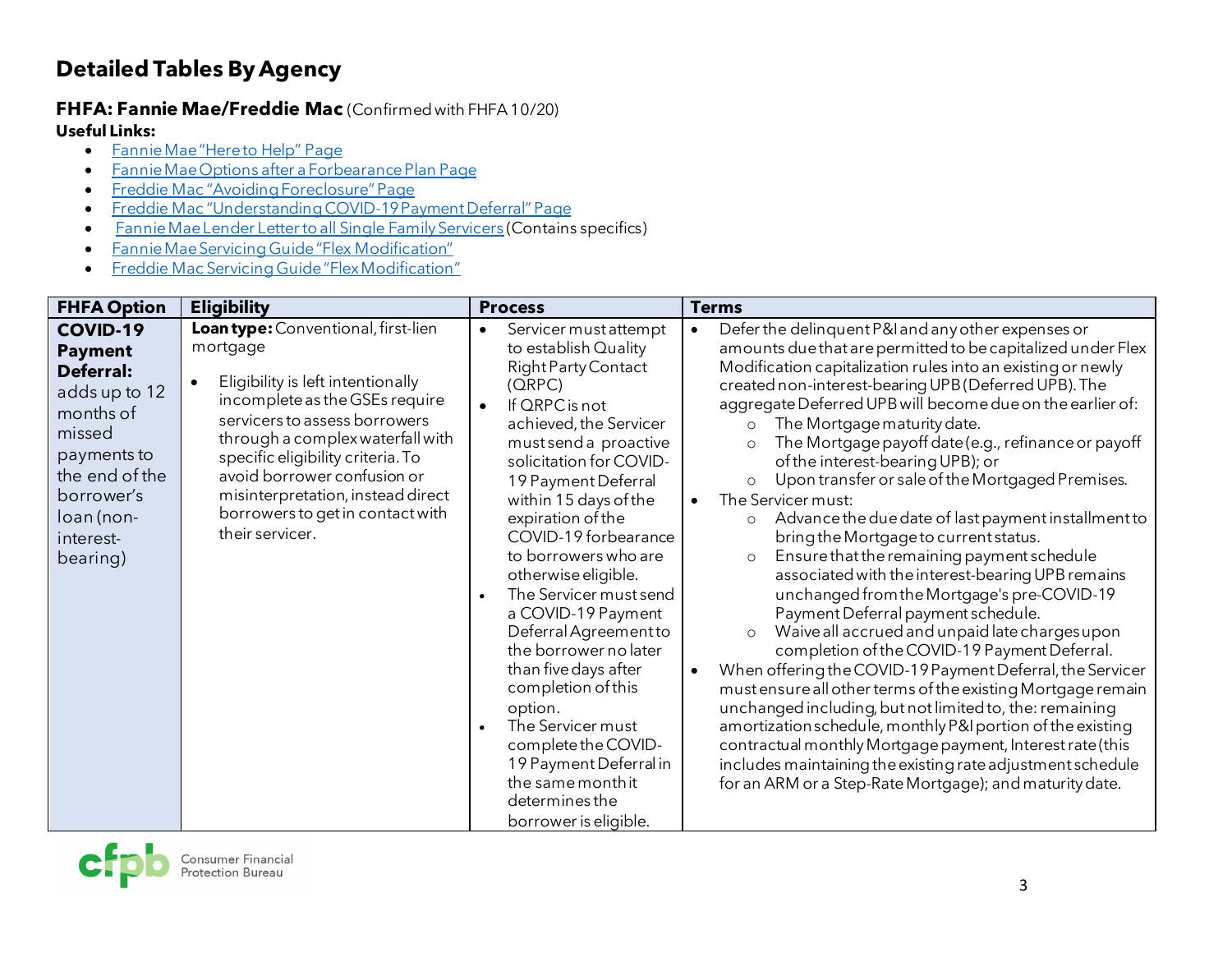# Detailed Tables By Agency

**FHFA: Fannie Mae/Freddie Mac** (Confirmed with FHFA 10/20)

**Useful Links:**

- Fannie Mae "Here to Help" Page
- Fannie Mae Options after a Forbearance Plan Page
- Freddie Mac "Avoiding Foreclosure" Page
- Freddie Mac "Understanding COVID-19 Payment Deferral" Page
- Fannie Mae Lender Letter to all Single Family Servicers (Contains specifics)
- Fannie Mae Servicing Guide "Flex Modification"
- Freddie Mac Servicing Guide "Flex Modification"

| FHFA Option | Eligibility | Process | Terms |
|---|---|---|---|
| **COVID-19 Payment Deferral:** adds up to 12 months of missed payments to the end of the borrower's loan (non-interest-bearing) | **Loan type:** Conventional, first-lien mortgage<br><br>• Eligibility is left intentionally incomplete as the GSEs require servicers to assess borrowers through a complex waterfall with specific eligibility criteria. To avoid borrower confusion or misinterpretation, instead direct borrowers to get in contact with their servicer. | • Servicer must attempt to establish Quality Right Party Contact (QRPC)<br>• If QRPC is not achieved, the Servicer must send a proactive solicitation for COVID-19 Payment Deferral within 15 days of the expiration of the COVID-19 forbearance to borrowers who are otherwise eligible.<br>• The Servicer must send a COVID-19 Payment Deferral Agreement to the borrower no later than five days after completion of this option.<br>• The Servicer must complete the COVID-19 Payment Deferral in the same month it determines the borrower is eligible. | • Defer the delinquent P&I and any other expenses or amounts due that are permitted to be capitalized under Flex Modification capitalization rules into an existing or newly created non-interest-bearing UPB (Deferred UPB). The aggregate Deferred UPB will become due on the earlier of:<br>  ○ The Mortgage maturity date.<br>  ○ The Mortgage payoff date (e.g., refinance or payoff of the interest-bearing UPB); or<br>  ○ Upon transfer or sale of the Mortgaged Premises.<br>• The Servicer must:<br>  ○ Advance the due date of last payment installment to bring the Mortgage to current status.<br>  ○ Ensure that the remaining payment schedule associated with the interest-bearing UPB remains unchanged from the Mortgage's pre-COVID-19 Payment Deferral payment schedule.<br>  ○ Waive all accrued and unpaid late charges upon completion of the COVID-19 Payment Deferral.<br>• When offering the COVID-19 Payment Deferral, the Servicer must ensure all other terms of the existing Mortgage remain unchanged including, but not limited to, the: remaining amortization schedule, monthly P&I portion of the existing contractual monthly Mortgage payment, Interest rate (this includes maintaining the existing rate adjustment schedule for an ARM or a Step-Rate Mortgage); and maturity date. |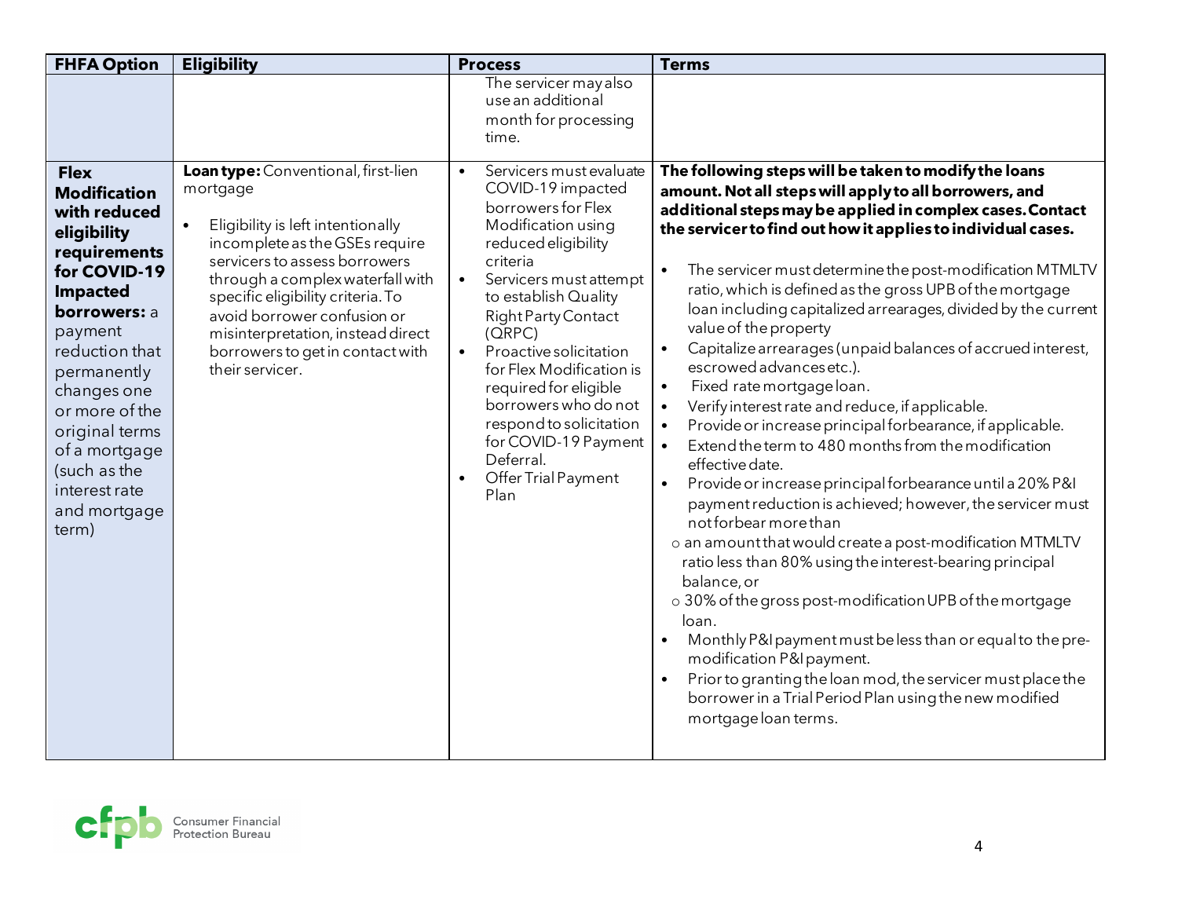| FHFA Option | Eligibility | Process | Terms |
|---|---|---|---|
| | | The servicer may also use an additional month for processing time. | |
| **Flex Modification with reduced eligibility requirements for COVID-19 Impacted borrowers:** a payment reduction that permanently changes one or more of the original terms of a mortgage (such as the interest rate and mortgage term) | **Loan type:** Conventional, first-lien mortgage<br><br>• Eligibility is left intentionally incomplete as the GSEs require servicers to assess borrowers through a complex waterfall with specific eligibility criteria. To avoid borrower confusion or misinterpretation, instead direct borrowers to get in contact with their servicer. | • Servicers must evaluate COVID-19 impacted borrowers for Flex Modification using reduced eligibility criteria<br>• Servicers must attempt to establish Quality Right Party Contact (QRPC)<br>• Proactive solicitation for Flex Modification is required for eligible borrowers who do not respond to solicitation for COVID-19 Payment Deferral.<br>• Offer Trial Payment Plan | **The following steps will be taken to modify the loans amount. Not all steps will apply to all borrowers, and additional steps may be applied in complex cases. Contact the servicer to find out how it applies to individual cases.**<br><br>• The servicer must determine the post-modification MTMLTV ratio, which is defined as the gross UPB of the mortgage loan including capitalized arrearages, divided by the current value of the property<br>• Capitalize arrearages (unpaid balances of accrued interest, escrowed advances etc.).<br>• Fixed rate mortgage loan.<br>• Verify interest rate and reduce, if applicable.<br>• Provide or increase principal forbearance, if applicable.<br>• Extend the term to 480 months from the modification effective date.<br>• Provide or increase principal forbearance until a 20% P&I payment reduction is achieved; however, the servicer must not forbear more than<br>  ○ an amount that would create a post-modification MTMLTV ratio less than 80% using the interest-bearing principal balance, or<br>  ○ 30% of the gross post-modification UPB of the mortgage loan.<br>• Monthly P&I payment must be less than or equal to the pre-modification P&I payment.<br>• Prior to granting the loan mod, the servicer must place the borrower in a Trial Period Plan using the new modified mortgage loan terms. |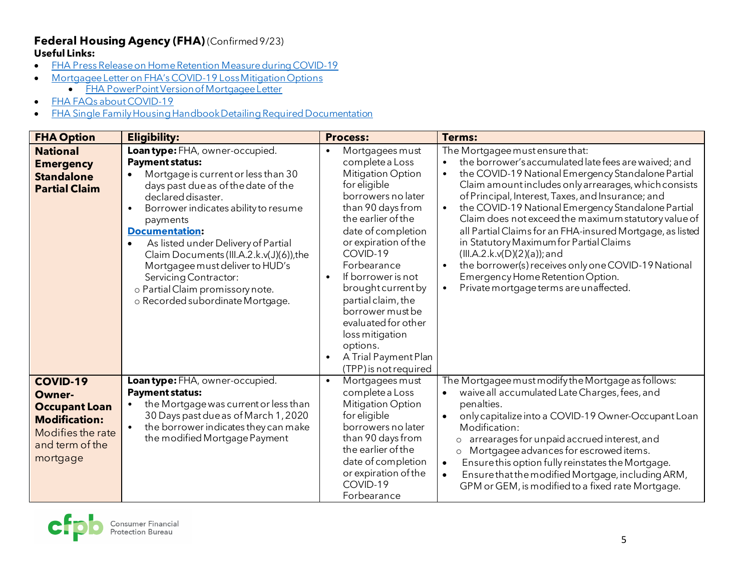## Federal Housing Agency (FHA) (Confirmed 9/23)

**Useful Links:**

- FHA Press Release on Home Retention Measure during COVID-19
- Mortgagee Letter on FHA's COVID-19 Loss Mitigation Options
  - FHA PowerPoint Version of Mortgagee Letter
- FHA FAQs about COVID-19
- FHA Single Family Housing Handbook Detailing Required Documentation

| FHA Option | Eligibility: | Process: | Terms: |
|---|---|---|---|
| **National Emergency Standalone Partial Claim** | **Loan type:** FHA, owner-occupied.<br>**Payment status:**<br>• Mortgage is current or less than 30 days past due as of the date of the declared disaster.<br>• Borrower indicates ability to resume payments<br>**Documentation:**<br>• As listed under Delivery of Partial Claim Documents (III.A.2.k.v(J)(6)), the Mortgagee must deliver to HUD's Servicing Contractor:<br>o Partial Claim promissory note.<br>o Recorded subordinate Mortgage. | • Mortgagees must complete a Loss Mitigation Option for eligible borrowers no later than 90 days from the earlier of the date of completion or expiration of the COVID-19 Forbearance<br>• If borrower is not brought current by partial claim, the borrower must be evaluated for other loss mitigation options.<br>• A Trial Payment Plan (TPP) is not required | The Mortgagee must ensure that:<br>• the borrower's accumulated late fees are waived; and<br>• the COVID-19 National Emergency Standalone Partial Claim amount includes only arrearages, which consists of Principal, Interest, Taxes, and Insurance; and<br>• the COVID-19 National Emergency Standalone Partial Claim does not exceed the maximum statutory value of all Partial Claims for an FHA-insured Mortgage, as listed in Statutory Maximum for Partial Claims (III.A.2.k.v(D)(2)(a)); and<br>• the borrower(s) receives only one COVID-19 National Emergency Home Retention Option.<br>• Private mortgage terms are unaffected. |
| **COVID-19 Owner-Occupant Loan Modification:** Modifies the rate and term of the mortgage | **Loan type:** FHA, owner-occupied.<br>**Payment status:**<br>• the Mortgage was current or less than 30 Days past due as of March 1, 2020<br>• the borrower indicates they can make the modified Mortgage Payment | • Mortgagees must complete a Loss Mitigation Option for eligible borrowers no later than 90 days from the earlier of the date of completion or expiration of the COVID-19 Forbearance | The Mortgagee must modify the Mortgage as follows:<br>• waive all accumulated Late Charges, fees, and penalties.<br>• only capitalize into a COVID-19 Owner-Occupant Loan Modification:<br>o arrearages for unpaid accrued interest, and<br>o Mortgagee advances for escrowed items.<br>• Ensure this option fully reinstates the Mortgage.<br>• Ensure that the modified Mortgage, including ARM, GPM or GEM, is modified to a fixed rate Mortgage. |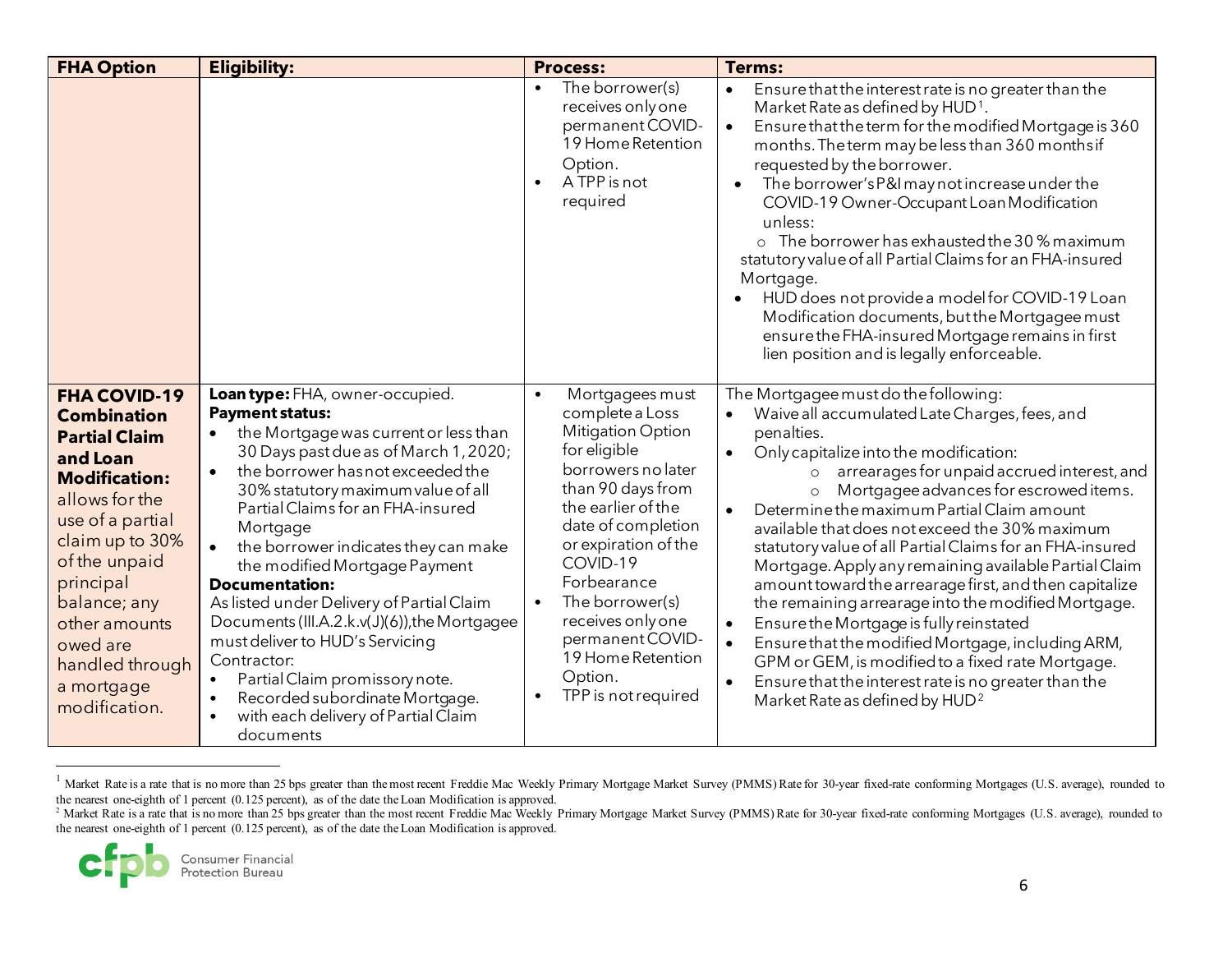| FHA Option | Eligibility: | Process: | Terms: |
|---|---|---|---|
| | | • The borrower(s) receives only one permanent COVID-19 Home Retention Option.<br>• A TPP is not required | • Ensure that the interest rate is no greater than the Market Rate as defined by HUD[1].<br>• Ensure that the term for the modified Mortgage is 360 months. The term may be less than 360 months if requested by the borrower.<br>• The borrower's P&I may not increase under the COVID-19 Owner-Occupant Loan Modification unless:<br>  ○ The borrower has exhausted the 30 % maximum statutory value of all Partial Claims for an FHA-insured Mortgage.<br>• HUD does not provide a model for COVID-19 Loan Modification documents, but the Mortgagee must ensure the FHA-insured Mortgage remains in first lien position and is legally enforceable. |
| **FHA COVID-19 Combination Partial Claim and Loan Modification:** allows for the use of a partial claim up to 30% of the unpaid principal balance; any other amounts owed are handled through a mortgage modification. | **Loan type:** FHA, owner-occupied.<br>**Payment status:**<br>• the Mortgage was current or less than 30 Days past due as of March 1, 2020;<br>• the borrower has not exceeded the 30% statutory maximum value of all Partial Claims for an FHA-insured Mortgage<br>• the borrower indicates they can make the modified Mortgage Payment<br>**Documentation:**<br>As listed under Delivery of Partial Claim Documents (III.A.2.k.v(J)(6)), the Mortgagee must deliver to HUD's Servicing Contractor:<br>• Partial Claim promissory note.<br>• Recorded subordinate Mortgage.<br>• with each delivery of Partial Claim documents | • Mortgagees must complete a Loss Mitigation Option for eligible borrowers no later than 90 days from the earlier of the date of completion or expiration of the COVID-19 Forbearance<br>• The borrower(s) receives only one permanent COVID-19 Home Retention Option.<br>• TPP is not required | The Mortgagee must do the following:<br>• Waive all accumulated Late Charges, fees, and penalties.<br>• Only capitalize into the modification:<br>  ○ arrearages for unpaid accrued interest, and<br>  ○ Mortgagee advances for escrowed items.<br>• Determine the maximum Partial Claim amount available that does not exceed the 30% maximum statutory value of all Partial Claims for an FHA-insured Mortgage. Apply any remaining available Partial Claim amount toward the arrearage first, and then capitalize the remaining arrearage into the modified Mortgage.<br>• Ensure the Mortgage is fully reinstated<br>• Ensure that the modified Mortgage, including ARM, GPM or GEM, is modified to a fixed rate Mortgage.<br>• Ensure that the interest rate is no greater than the Market Rate as defined by HUD[2] |

[1] Market Rate is a rate that is no more than 25 bps greater than the most recent Freddie Mac Weekly Primary Mortgage Market Survey (PMMS) Rate for 30-year fixed-rate conforming Mortgages (U.S. average), rounded to the nearest one-eighth of 1 percent (0.125 percent), as of the date the Loan Modification is approved.

[2] Market Rate is a rate that is no more than 25 bps greater than the most recent Freddie Mac Weekly Primary Mortgage Market Survey (PMMS) Rate for 30-year fixed-rate conforming Mortgages (U.S. average), rounded to the nearest one-eighth of 1 percent (0.125 percent), as of the date the Loan Modification is approved.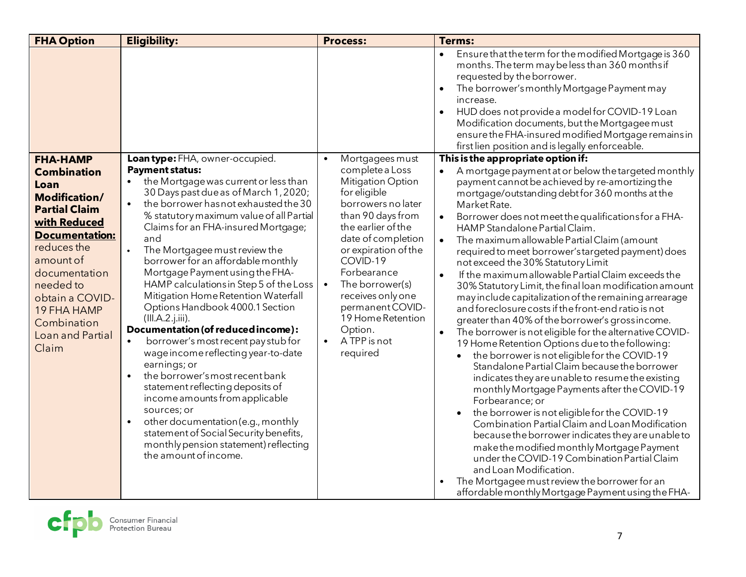| FHA Option | Eligibility: | Process: | Terms: |
|---|---|---|---|
| | | | • Ensure that the term for the modified Mortgage is 360 months. The term may be less than 360 months if requested by the borrower.<br>• The borrower's monthly Mortgage Payment may increase.<br>• HUD does not provide a model for COVID-19 Loan Modification documents, but the Mortgagee must ensure the FHA-insured modified Mortgage remains in first lien position and is legally enforceable. |
| **FHA-HAMP Combination Loan Modification/ Partial Claim <u>with Reduced Documentation:</u>** reduces the amount of documentation needed to obtain a COVID-19 FHA HAMP Combination Loan and Partial Claim | **Loan type:** FHA, owner-occupied.<br>**Payment status:**<br>• the Mortgage was current or less than 30 Days past due as of March 1, 2020;<br>• the borrower has not exhausted the 30 % statutory maximum value of all Partial Claims for an FHA-insured Mortgage; and<br>• The Mortgagee must review the borrower for an affordable monthly Mortgage Payment using the FHA-HAMP calculations in Step 5 of the Loss Mitigation Home Retention Waterfall Options Handbook 4000.1 Section (III.A.2.j.iii).<br>**Documentation (of reduced income):**<br>• borrower's most recent pay stub for wage income reflecting year-to-date earnings; or<br>• the borrower's most recent bank statement reflecting deposits of income amounts from applicable sources; or<br>• other documentation (e.g., monthly statement of Social Security benefits, monthly pension statement) reflecting the amount of income. | • Mortgagees must complete a Loss Mitigation Option for eligible borrowers no later than 90 days from the earlier of the date of completion or expiration of the COVID-19 Forbearance<br>• The borrower(s) receives only one permanent COVID-19 Home Retention Option.<br>• A TPP is not required | **This is the appropriate option if:**<br>• A mortgage payment at or below the targeted monthly payment cannot be achieved by re-amortizing the mortgage/outstanding debt for 360 months at the Market Rate.<br>• Borrower does not meet the qualifications for a FHA-HAMP Standalone Partial Claim.<br>• The maximum allowable Partial Claim (amount required to meet borrower's targeted payment) does not exceed the 30% Statutory Limit<br>• If the maximum allowable Partial Claim exceeds the 30% Statutory Limit, the final loan modification amount may include capitalization of the remaining arrearage and foreclosure costs if the front-end ratio is not greater than 40% of the borrower's gross income.<br>• The borrower is not eligible for the alternative COVID-19 Home Retention Options due to the following:<br>  ◦ the borrower is not eligible for the COVID-19 Standalone Partial Claim because the borrower indicates they are unable to resume the existing monthly Mortgage Payments after the COVID-19 Forbearance; or<br>  ◦ the borrower is not eligible for the COVID-19 Combination Partial Claim and Loan Modification because the borrower indicates they are unable to make the modified monthly Mortgage Payment under the COVID-19 Combination Partial Claim and Loan Modification.<br>• The Mortgagee must review the borrower for an affordable monthly Mortgage Payment using the FHA- |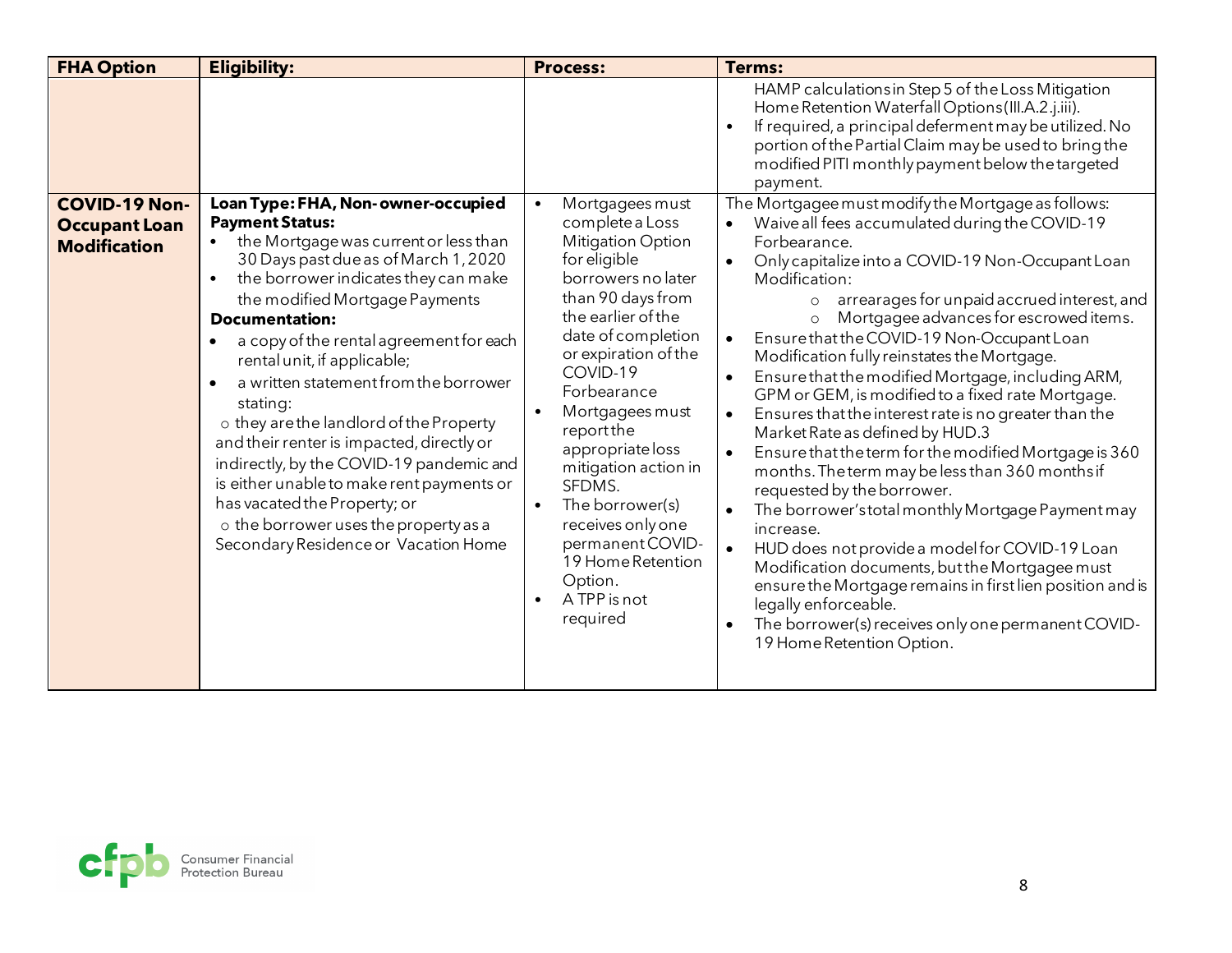| FHA Option | Eligibility: | Process: | Terms: |
| --- | --- | --- | --- |
| | | | HAMP calculations in Step 5 of the Loss Mitigation Home Retention Waterfall Options (III.A.2.j.iii).<br>• If required, a principal deferment may be utilized. No portion of the Partial Claim may be used to bring the modified PITI monthly payment below the targeted payment. |
| **COVID-19 Non-Occupant Loan Modification** | **Loan Type: FHA, Non-owner-occupied**<br>**Payment Status:**<br>• the Mortgage was current or less than 30 Days past due as of March 1, 2020<br>• the borrower indicates they can make the modified Mortgage Payments<br>**Documentation:**<br>• a copy of the rental agreement for each rental unit, if applicable;<br>• a written statement from the borrower stating:<br>o they are the landlord of the Property and their renter is impacted, directly or indirectly, by the COVID-19 pandemic and is either unable to make rent payments or has vacated the Property; or<br>o the borrower uses the property as a Secondary Residence or Vacation Home | • Mortgagees must complete a Loss Mitigation Option for eligible borrowers no later than 90 days from the earlier of the date of completion or expiration of the COVID-19 Forbearance<br>• Mortgagees must report the appropriate loss mitigation action in SFDMS.<br>• The borrower(s) receives only one permanent COVID-19 Home Retention Option.<br>• A TPP is not required | The Mortgagee must modify the Mortgage as follows:<br>• Waive all fees accumulated during the COVID-19 Forbearance.<br>• Only capitalize into a COVID-19 Non-Occupant Loan Modification:<br>o arrearages for unpaid accrued interest, and<br>o Mortgagee advances for escrowed items.<br>• Ensure that the COVID-19 Non-Occupant Loan Modification fully reinstates the Mortgage.<br>• Ensure that the modified Mortgage, including ARM, GPM or GEM, is modified to a fixed rate Mortgage.<br>• Ensures that the interest rate is no greater than the Market Rate as defined by HUD.3<br>• Ensure that the term for the modified Mortgage is 360 months. The term may be less than 360 months if requested by the borrower.<br>• The borrower's total monthly Mortgage Payment may increase.<br>• HUD does not provide a model for COVID-19 Loan Modification documents, but the Mortgagee must ensure the Mortgage remains in first lien position and is legally enforceable.<br>• The borrower(s) receives only one permanent COVID-19 Home Retention Option. |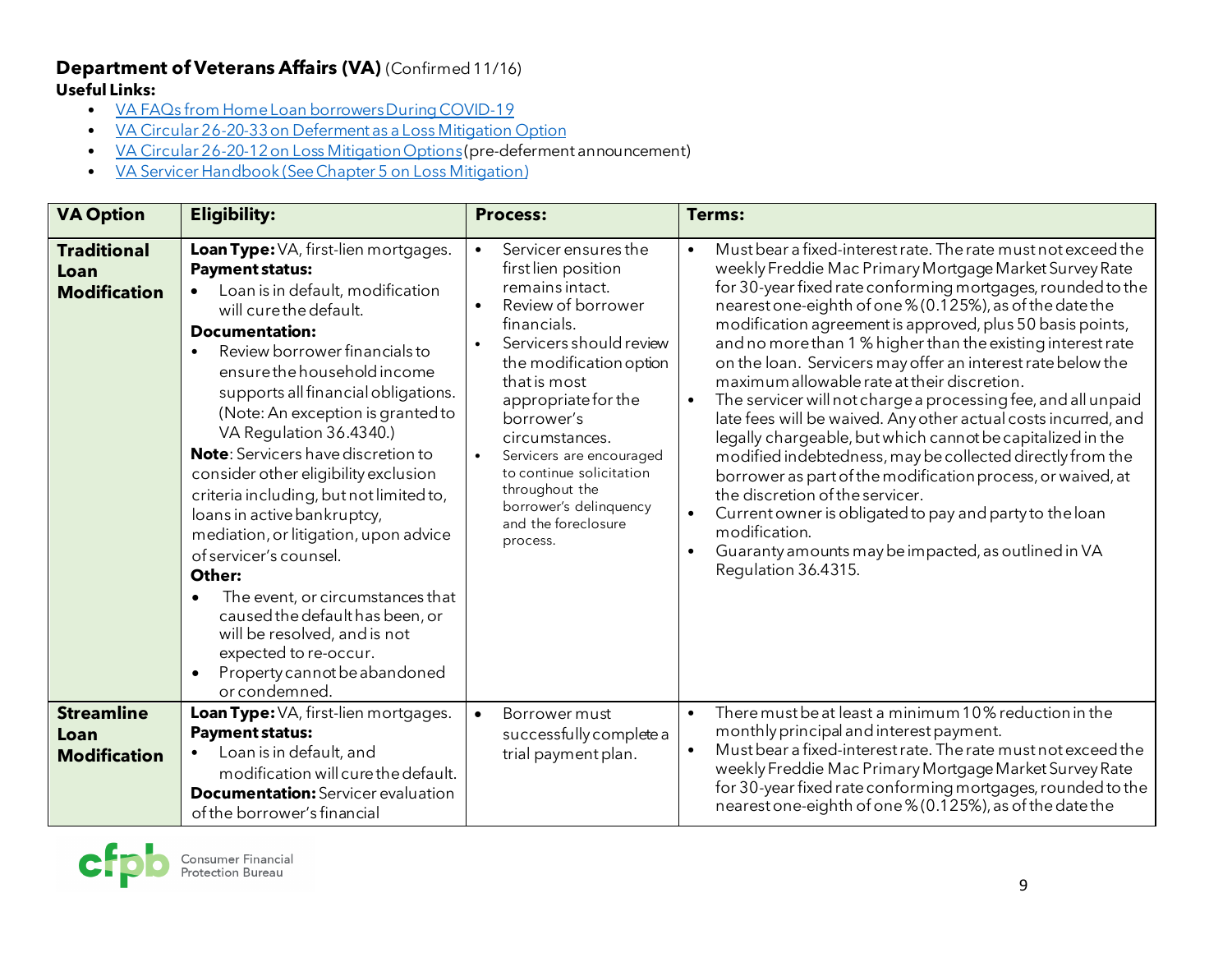**Department of Veterans Affairs (VA)** (Confirmed 11/16)

**Useful Links:**

- VA FAQs from Home Loan borrowers During COVID-19
- VA Circular 26-20-33 on Deferment as a Loss Mitigation Option
- VA Circular 26-20-12 on Loss Mitigation Options (pre-deferment announcement)
- VA Servicer Handbook (See Chapter 5 on Loss Mitigation)

| VA Option | Eligibility: | Process: | Terms: |
| --- | --- | --- | --- |
| **Traditional Loan Modification** | **Loan Type:** VA, first-lien mortgages.<br>**Payment status:**<br>• Loan is in default, modification will cure the default.<br>**Documentation:**<br>• Review borrower financials to ensure the household income supports all financial obligations. (Note: An exception is granted to VA Regulation 36.4340.)<br>**Note**: Servicers have discretion to consider other eligibility exclusion criteria including, but not limited to, loans in active bankruptcy, mediation, or litigation, upon advice of servicer's counsel.<br>**Other:**<br>• The event, or circumstances that caused the default has been, or will be resolved, and is not expected to re-occur.<br>• Property cannot be abandoned or condemned. | • Servicer ensures the first lien position remains intact.<br>• Review of borrower financials.<br>• Servicers should review the modification option that is most appropriate for the borrower's circumstances.<br>• Servicers are encouraged to continue solicitation throughout the borrower's delinquency and the foreclosure process. | • Must bear a fixed-interest rate. The rate must not exceed the weekly Freddie Mac Primary Mortgage Market Survey Rate for 30-year fixed rate conforming mortgages, rounded to the nearest one-eighth of one % (0.125%), as of the date the modification agreement is approved, plus 50 basis points, and no more than 1 % higher than the existing interest rate on the loan. Servicers may offer an interest rate below the maximum allowable rate at their discretion.<br>• The servicer will not charge a processing fee, and all unpaid late fees will be waived. Any other actual costs incurred, and legally chargeable, but which cannot be capitalized in the modified indebtedness, may be collected directly from the borrower as part of the modification process, or waived, at the discretion of the servicer.<br>• Current owner is obligated to pay and party to the loan modification.<br>• Guaranty amounts may be impacted, as outlined in VA Regulation 36.4315. |
| **Streamline Loan Modification** | **Loan Type:** VA, first-lien mortgages.<br>**Payment status:**<br>• Loan is in default, and modification will cure the default.<br>**Documentation:** Servicer evaluation of the borrower's financial | • Borrower must successfully complete a trial payment plan. | • There must be at least a minimum 10% reduction in the monthly principal and interest payment.<br>• Must bear a fixed-interest rate. The rate must not exceed the weekly Freddie Mac Primary Mortgage Market Survey Rate for 30-year fixed rate conforming mortgages, rounded to the nearest one-eighth of one % (0.125%), as of the date the |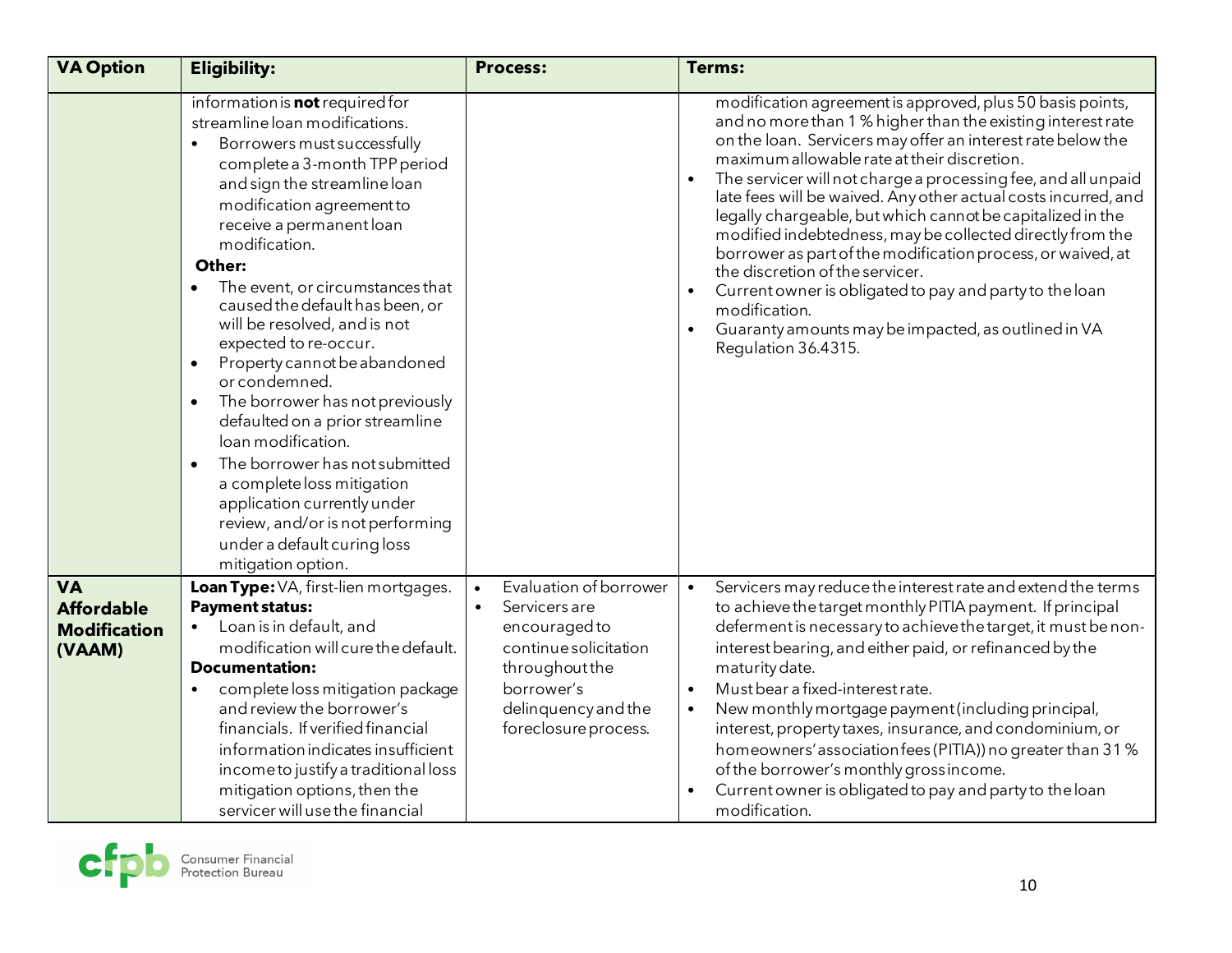| VA Option | Eligibility: | Process: | Terms: |
|---|---|---|---|
| | information is **not** required for streamline loan modifications.<br>• Borrowers must successfully complete a 3-month TPP period and sign the streamline loan modification agreement to receive a permanent loan modification.<br>**Other:**<br>• The event, or circumstances that caused the default has been, or will be resolved, and is not expected to re-occur.<br>• Property cannot be abandoned or condemned.<br>• The borrower has not previously defaulted on a prior streamline loan modification.<br>• The borrower has not submitted a complete loss mitigation application currently under review, and/or is not performing under a default curing loss mitigation option. | | modification agreement is approved, plus 50 basis points, and no more than 1 % higher than the existing interest rate on the loan. Servicers may offer an interest rate below the maximum allowable rate at their discretion.<br>• The servicer will not charge a processing fee, and all unpaid late fees will be waived. Any other actual costs incurred, and legally chargeable, but which cannot be capitalized in the modified indebtedness, may be collected directly from the borrower as part of the modification process, or waived, at the discretion of the servicer.<br>• Current owner is obligated to pay and party to the loan modification.<br>• Guaranty amounts may be impacted, as outlined in VA Regulation 36.4315. |
| **VA Affordable Modification (VAAM)** | **Loan Type:** VA, first-lien mortgages.<br>**Payment status:**<br>• Loan is in default, and modification will cure the default.<br>**Documentation:**<br>• complete loss mitigation package and review the borrower's financials. If verified financial information indicates insufficient income to justify a traditional loss mitigation options, then the servicer will use the financial | • Evaluation of borrower<br>• Servicers are encouraged to continue solicitation throughout the borrower's delinquency and the foreclosure process. | • Servicers may reduce the interest rate and extend the terms to achieve the target monthly PITIA payment. If principal deferment is necessary to achieve the target, it must be non-interest bearing, and either paid, or refinanced by the maturity date.<br>• Must bear a fixed-interest rate.<br>• New monthly mortgage payment (including principal, interest, property taxes, insurance, and condominium, or homeowners' association fees (PITIA)) no greater than 31 % of the borrower's monthly gross income.<br>• Current owner is obligated to pay and party to the loan modification. |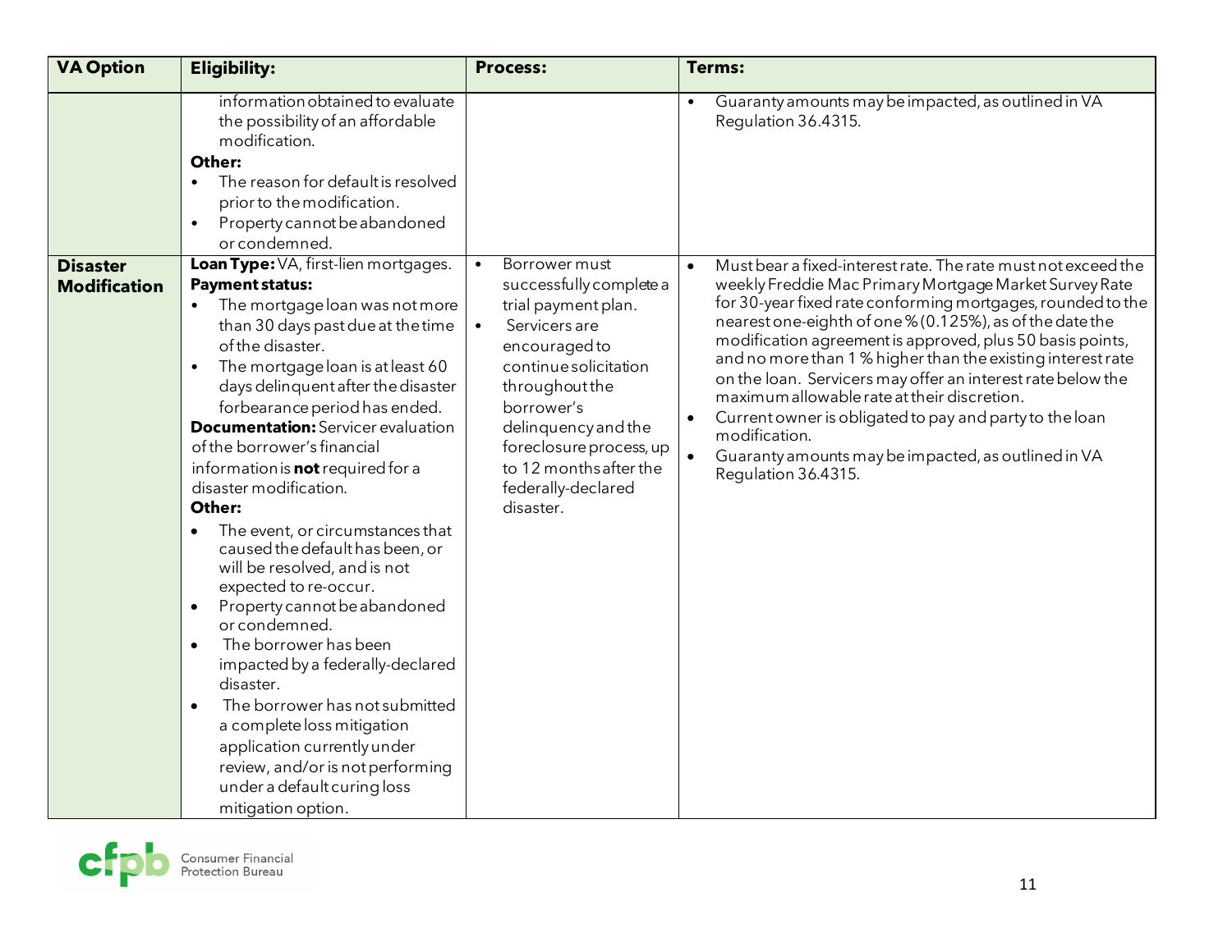| VA Option | Eligibility: | Process: | Terms: |
| --- | --- | --- | --- |
| | information obtained to evaluate the possibility of an affordable modification.<br>**Other:**<br>• The reason for default is resolved prior to the modification.<br>• Property cannot be abandoned or condemned. | | • Guaranty amounts may be impacted, as outlined in VA Regulation 36.4315. |
| **Disaster Modification** | **Loan Type:** VA, first-lien mortgages.<br>**Payment status:**<br>• The mortgage loan was not more than 30 days past due at the time of the disaster.<br>• The mortgage loan is at least 60 days delinquent after the disaster forbearance period has ended.<br>**Documentation:** Servicer evaluation of the borrower's financial information is **not** required for a disaster modification.<br>**Other:**<br>• The event, or circumstances that caused the default has been, or will be resolved, and is not expected to re-occur.<br>• Property cannot be abandoned or condemned.<br>• The borrower has been impacted by a federally-declared disaster.<br>• The borrower has not submitted a complete loss mitigation application currently under review, and/or is not performing under a default curing loss mitigation option. | • Borrower must successfully complete a trial payment plan.<br>• Servicers are encouraged to continue solicitation throughout the borrower's delinquency and the foreclosure process, up to 12 months after the federally-declared disaster. | • Must bear a fixed-interest rate. The rate must not exceed the weekly Freddie Mac Primary Mortgage Market Survey Rate for 30-year fixed rate conforming mortgages, rounded to the nearest one-eighth of one % (0.125%), as of the date the modification agreement is approved, plus 50 basis points, and no more than 1 % higher than the existing interest rate on the loan. Servicers may offer an interest rate below the maximum allowable rate at their discretion.<br>• Current owner is obligated to pay and party to the loan modification.<br>• Guaranty amounts may be impacted, as outlined in VA Regulation 36.4315. |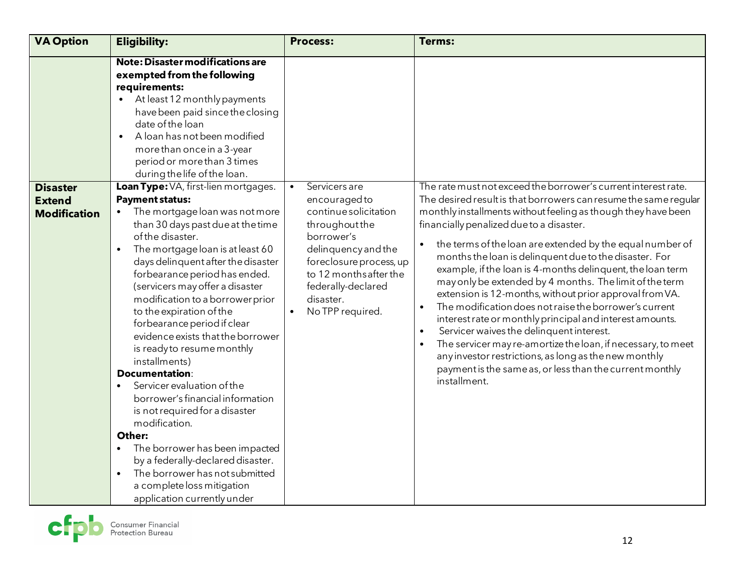| VA Option | Eligibility: | Process: | Terms: |
|---|---|---|---|
| | **Note: Disaster modifications are exempted from the following requirements:**<br>• At least 12 monthly payments have been paid since the closing date of the loan<br>• A loan has not been modified more than once in a 3-year period or more than 3 times during the life of the loan. | | |
| **Disaster Extend Modification** | **Loan Type:** VA, first-lien mortgages.<br>**Payment status:**<br>• The mortgage loan was not more than 30 days past due at the time of the disaster.<br>• The mortgage loan is at least 60 days delinquent after the disaster forbearance period has ended. (servicers may offer a disaster modification to a borrower prior to the expiration of the forbearance period if clear evidence exists that the borrower is ready to resume monthly installments)<br>**Documentation**:<br>• Servicer evaluation of the borrower's financial information is not required for a disaster modification.<br>**Other:**<br>• The borrower has been impacted by a federally-declared disaster.<br>• The borrower has not submitted a complete loss mitigation application currently under | • Servicers are encouraged to continue solicitation throughout the borrower's delinquency and the foreclosure process, up to 12 months after the federally-declared disaster.<br>• No TPP required. | The rate must not exceed the borrower's current interest rate. The desired result is that borrowers can resume the same regular monthly installments without feeling as though they have been financially penalized due to a disaster.<br>• the terms of the loan are extended by the equal number of months the loan is delinquent due to the disaster. For example, if the loan is 4-months delinquent, the loan term may only be extended by 4 months. The limit of the term extension is 12-months, without prior approval from VA.<br>• The modification does not raise the borrower's current interest rate or monthly principal and interest amounts.<br>• Servicer waives the delinquent interest.<br>• The servicer may re-amortize the loan, if necessary, to meet any investor restrictions, as long as the new monthly payment is the same as, or less than the current monthly installment. |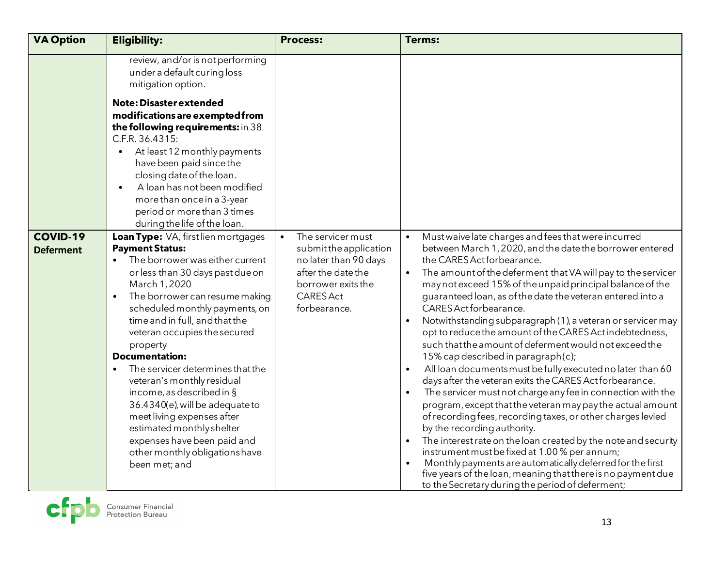| VA Option | Eligibility: | Process: | Terms: |
|---|---|---|---|
| | review, and/or is not performing under a default curing loss mitigation option.<br><br>**Note: Disaster extended modifications are exempted from the following requirements:** in 38 C.F.R. 36.4315:<br>• At least 12 monthly payments have been paid since the closing date of the loan.<br>• A loan has not been modified more than once in a 3-year period or more than 3 times during the life of the loan. | | |
| **COVID-19 Deferment** | **Loan Type:** VA, first lien mortgages<br>**Payment Status:**<br>• The borrower was either current or less than 30 days past due on March 1, 2020<br>• The borrower can resume making scheduled monthly payments, on time and in full, and that the veteran occupies the secured property<br>**Documentation:**<br>• The servicer determines that the veteran's monthly residual income, as described in § 36.4340(e), will be adequate to meet living expenses after estimated monthly shelter expenses have been paid and other monthly obligations have been met; and | • The servicer must submit the application no later than 90 days after the date the borrower exits the CARES Act forbearance. | • Must waive late charges and fees that were incurred between March 1, 2020, and the date the borrower entered the CARES Act forbearance.<br>• The amount of the deferment that VA will pay to the servicer may not exceed 15% of the unpaid principal balance of the guaranteed loan, as of the date the veteran entered into a CARES Act forbearance.<br>• Notwithstanding subparagraph (1), a veteran or servicer may opt to reduce the amount of the CARES Act indebtedness, such that the amount of deferment would not exceed the 15% cap described in paragraph (c);<br>• All loan documents must be fully executed no later than 60 days after the veteran exits the CARES Act forbearance.<br>• The servicer must not charge any fee in connection with the program, except that the veteran may pay the actual amount of recording fees, recording taxes, or other charges levied by the recording authority.<br>• The interest rate on the loan created by the note and security instrument must be fixed at 1.00 % per annum;<br>• Monthly payments are automatically deferred for the first five years of the loan, meaning that there is no payment due to the Secretary during the period of deferment; |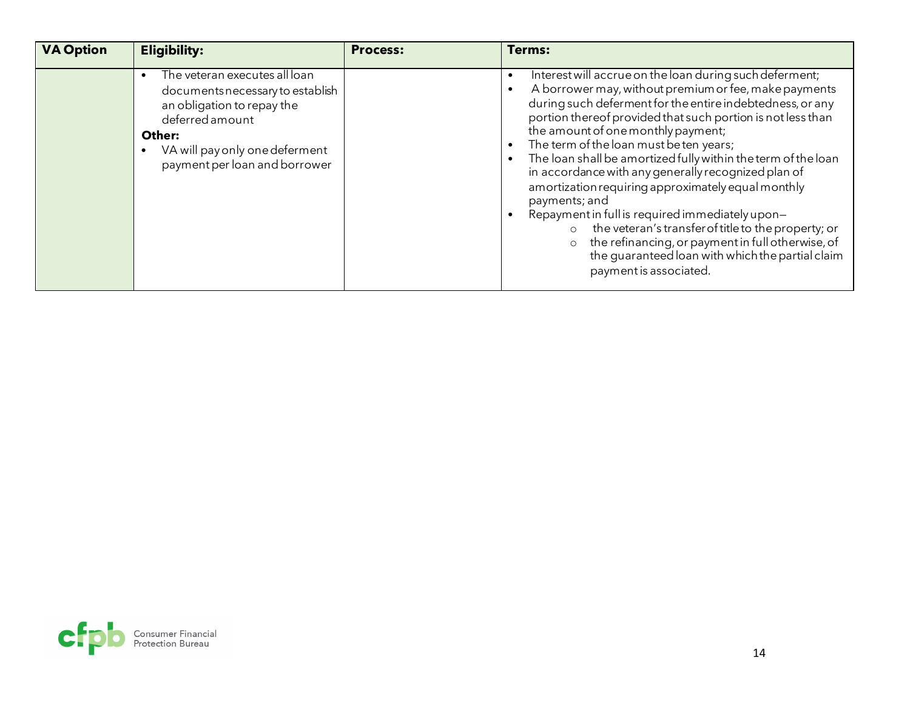| VA Option | Eligibility: | Process: | Terms: |
|---|---|---|---|
| | • The veteran executes all loan documents necessary to establish an obligation to repay the deferred amount<br>**Other:**<br>• VA will pay only one deferment payment per loan and borrower | | • Interest will accrue on the loan during such deferment;<br>• A borrower may, without premium or fee, make payments during such deferment for the entire indebtedness, or any portion thereof provided that such portion is not less than the amount of one monthly payment;<br>• The term of the loan must be ten years;<br>• The loan shall be amortized fully within the term of the loan in accordance with any generally recognized plan of amortization requiring approximately equal monthly payments; and<br>• Repayment in full is required immediately upon—<br>  ○ the veteran's transfer of title to the property; or<br>  ○ the refinancing, or payment in full otherwise, of the guaranteed loan with which the partial claim payment is associated. |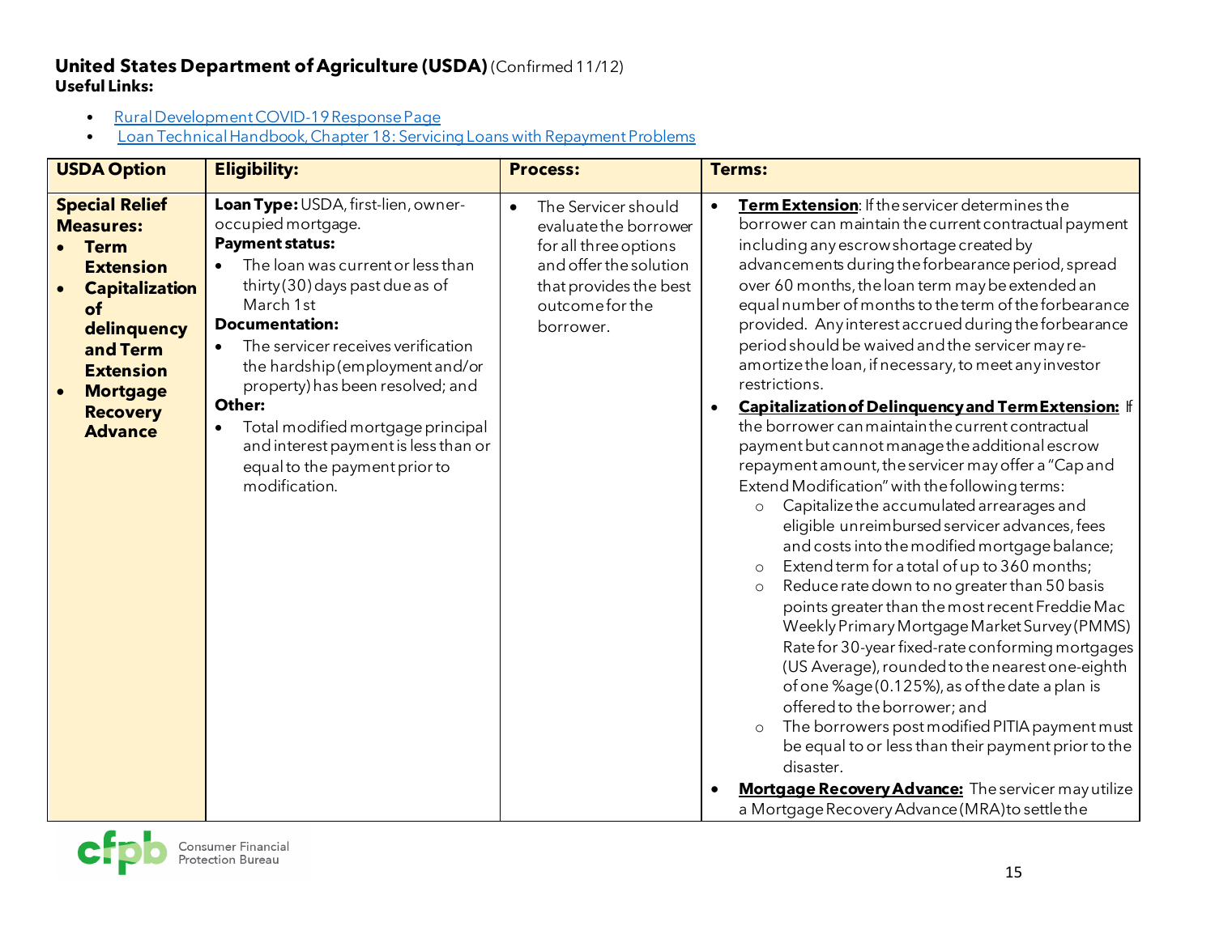**United States Department of Agriculture (USDA)** (Confirmed 11/12)
**Useful Links:**

- Rural Development COVID-19 Response Page
- Loan Technical Handbook, Chapter 18: Servicing Loans with Repayment Problems

| USDA Option | Eligibility: | Process: | Terms: |
|---|---|---|---|
| **Special Relief Measures:**<br>• **Term Extension**<br>• **Capitalization of delinquency and Term Extension**<br>• **Mortgage Recovery Advance** | **Loan Type:** USDA, first-lien, owner-occupied mortgage.<br>**Payment status:**<br>• The loan was current or less than thirty (30) days past due as of March 1st<br>**Documentation:**<br>• The servicer receives verification the hardship (employment and/or property) has been resolved; and<br>**Other:**<br>• Total modified mortgage principal and interest payment is less than or equal to the payment prior to modification. | • The Servicer should evaluate the borrower for all three options and offer the solution that provides the best outcome for the borrower. | • **Term Extension**: If the servicer determines the borrower can maintain the current contractual payment including any escrow shortage created by advancements during the forbearance period, spread over 60 months, the loan term may be extended an equal number of months to the term of the forbearance provided. Any interest accrued during the forbearance period should be waived and the servicer may re-amortize the loan, if necessary, to meet any investor restrictions.<br>• **Capitalization of Delinquency and Term Extension:** If the borrower can maintain the current contractual payment but cannot manage the additional escrow repayment amount, the servicer may offer a "Cap and Extend Modification" with the following terms:<br>  ○ Capitalize the accumulated arrearages and eligible unreimbursed servicer advances, fees and costs into the modified mortgage balance;<br>  ○ Extend term for a total of up to 360 months;<br>  ○ Reduce rate down to no greater than 50 basis points greater than the most recent Freddie Mac Weekly Primary Mortgage Market Survey (PMMS) Rate for 30-year fixed-rate conforming mortgages (US Average), rounded to the nearest one-eighth of one %age (0.125%), as of the date a plan is offered to the borrower; and<br>  ○ The borrowers post modified PITIA payment must be equal to or less than their payment prior to the disaster.<br>• **Mortgage Recovery Advance:** The servicer may utilize a Mortgage Recovery Advance (MRA) to settle the |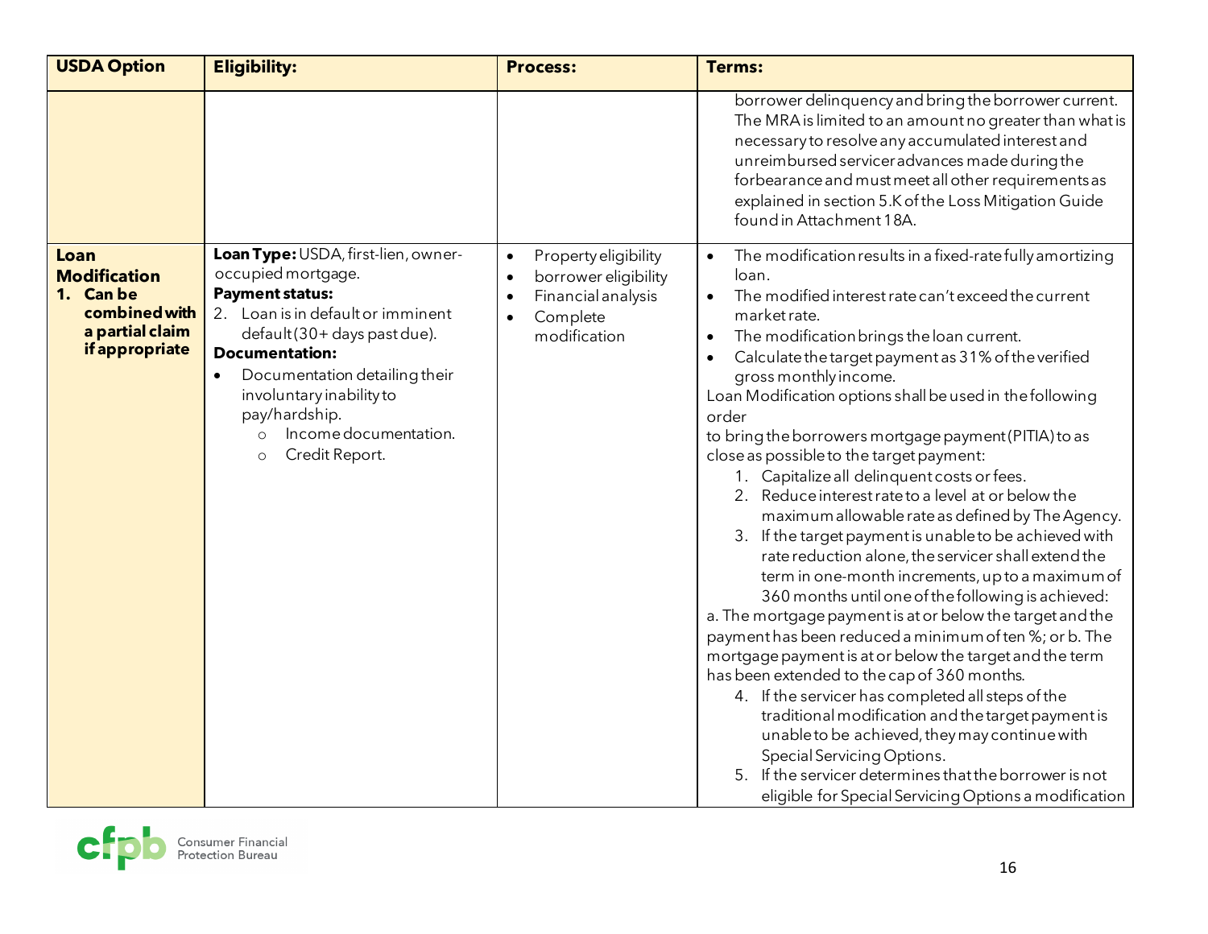| USDA Option | Eligibility: | Process: | Terms: |
|---|---|---|---|
| | | | borrower delinquency and bring the borrower current. The MRA is limited to an amount no greater than what is necessary to resolve any accumulated interest and unreimbursed servicer advances made during the forbearance and must meet all other requirements as explained in section 5.K of the Loss Mitigation Guide found in Attachment 18A. |
| **Loan Modification**<br>1. **Can be combined with a partial claim if appropriate** | **Loan Type:** USDA, first-lien, owner-occupied mortgage.<br>**Payment status:**<br>2. Loan is in default or imminent default (30+ days past due).<br>**Documentation:**<br>• Documentation detailing their involuntary inability to pay/hardship.<br>  ○ Income documentation.<br>  ○ Credit Report. | • Property eligibility<br>• borrower eligibility<br>• Financial analysis<br>• Complete modification | • The modification results in a fixed-rate fully amortizing loan.<br>• The modified interest rate can't exceed the current market rate.<br>• The modification brings the loan current.<br>• Calculate the target payment as 31% of the verified gross monthly income.<br>Loan Modification options shall be used in the following order<br>to bring the borrowers mortgage payment (PITIA) to as close as possible to the target payment:<br>1. Capitalize all delinquent costs or fees.<br>2. Reduce interest rate to a level at or below the maximum allowable rate as defined by The Agency.<br>3. If the target payment is unable to be achieved with rate reduction alone, the servicer shall extend the term in one-month increments, up to a maximum of 360 months until one of the following is achieved:<br>a. The mortgage payment is at or below the target and the payment has been reduced a minimum of ten %; or b. The mortgage payment is at or below the target and the term has been extended to the cap of 360 months.<br>4. If the servicer has completed all steps of the traditional modification and the target payment is unable to be achieved, they may continue with Special Servicing Options.<br>5. If the servicer determines that the borrower is not eligible for Special Servicing Options a modification |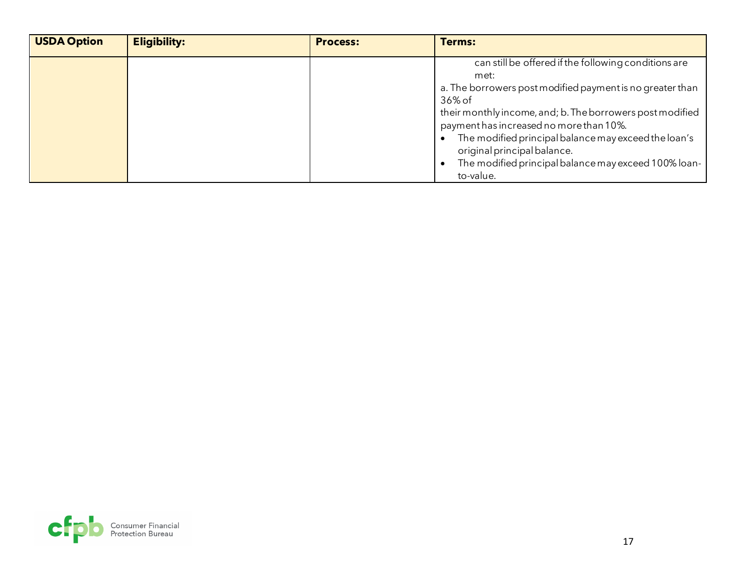| USDA Option | Eligibility: | Process: | Terms: |
|---|---|---|---|
| | | | can still be offered if the following conditions are met:<br>a. The borrowers post modified payment is no greater than 36% of their monthly income, and; b. The borrowers post modified payment has increased no more than 10%.<br>• The modified principal balance may exceed the loan's original principal balance.<br>• The modified principal balance may exceed 100% loan-to-value. |